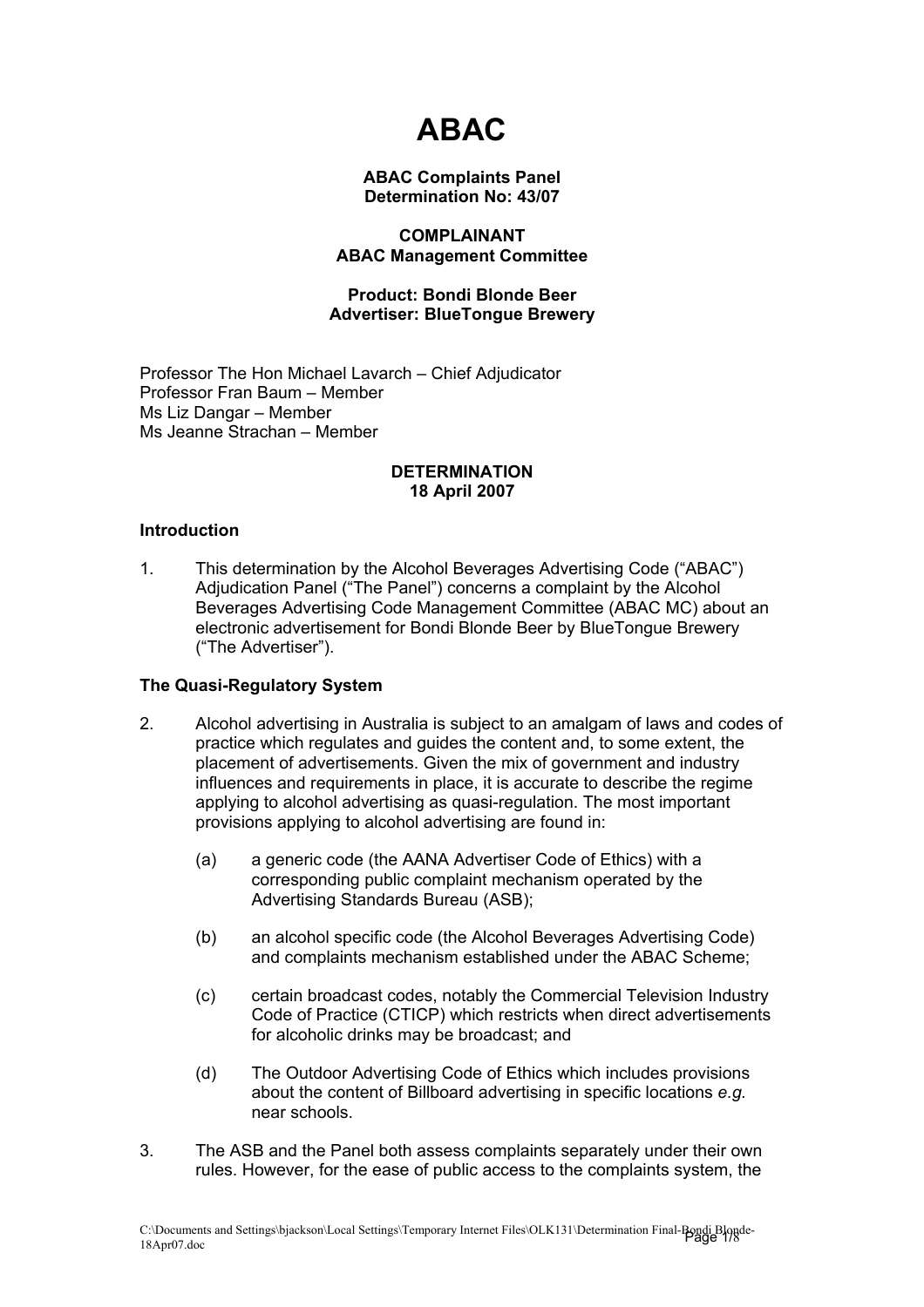# ABAC

**ABAC Complaints Panel**
**Determination No: 43/07**

**COMPLAINANT**
**ABAC Management Committee**

**Product: Bondi Blonde Beer**
**Advertiser: BlueTongue Brewery**

Professor The Hon Michael Lavarch – Chief Adjudicator
Professor Fran Baum – Member
Ms Liz Dangar – Member
Ms Jeanne Strachan – Member

**DETERMINATION**
**18 April 2007**

### Introduction

1. This determination by the Alcohol Beverages Advertising Code ("ABAC") Adjudication Panel ("The Panel") concerns a complaint by the Alcohol Beverages Advertising Code Management Committee (ABAC MC) about an electronic advertisement for Bondi Blonde Beer by BlueTongue Brewery ("The Advertiser").

### The Quasi-Regulatory System

2. Alcohol advertising in Australia is subject to an amalgam of laws and codes of practice which regulates and guides the content and, to some extent, the placement of advertisements. Given the mix of government and industry influences and requirements in place, it is accurate to describe the regime applying to alcohol advertising as quasi-regulation. The most important provisions applying to alcohol advertising are found in:

   (a) a generic code (the AANA Advertiser Code of Ethics) with a corresponding public complaint mechanism operated by the Advertising Standards Bureau (ASB);

   (b) an alcohol specific code (the Alcohol Beverages Advertising Code) and complaints mechanism established under the ABAC Scheme;

   (c) certain broadcast codes, notably the Commercial Television Industry Code of Practice (CTICP) which restricts when direct advertisements for alcoholic drinks may be broadcast; and

   (d) The Outdoor Advertising Code of Ethics which includes provisions about the content of Billboard advertising in specific locations *e.g.* near schools.

3. The ASB and the Panel both assess complaints separately under their own rules. However, for the ease of public access to the complaints system, the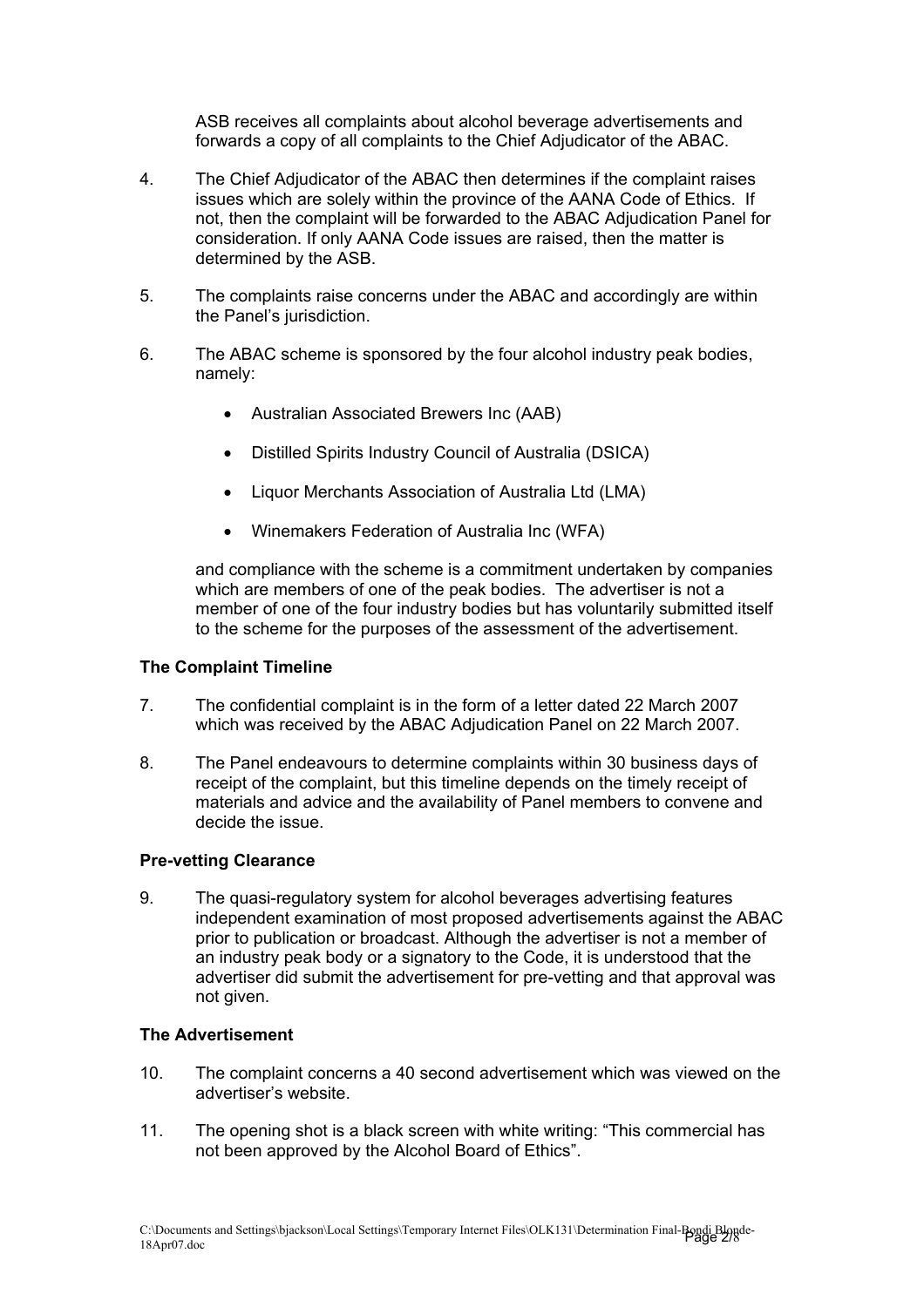ASB receives all complaints about alcohol beverage advertisements and forwards a copy of all complaints to the Chief Adjudicator of the ABAC.

4. The Chief Adjudicator of the ABAC then determines if the complaint raises issues which are solely within the province of the AANA Code of Ethics. If not, then the complaint will be forwarded to the ABAC Adjudication Panel for consideration. If only AANA Code issues are raised, then the matter is determined by the ASB.

5. The complaints raise concerns under the ABAC and accordingly are within the Panel's jurisdiction.

6. The ABAC scheme is sponsored by the four alcohol industry peak bodies, namely:

   - Australian Associated Brewers Inc (AAB)
   - Distilled Spirits Industry Council of Australia (DSICA)
   - Liquor Merchants Association of Australia Ltd (LMA)
   - Winemakers Federation of Australia Inc (WFA)

   and compliance with the scheme is a commitment undertaken by companies which are members of one of the peak bodies. The advertiser is not a member of one of the four industry bodies but has voluntarily submitted itself to the scheme for the purposes of the assessment of the advertisement.

**The Complaint Timeline**

7. The confidential complaint is in the form of a letter dated 22 March 2007 which was received by the ABAC Adjudication Panel on 22 March 2007.

8. The Panel endeavours to determine complaints within 30 business days of receipt of the complaint, but this timeline depends on the timely receipt of materials and advice and the availability of Panel members to convene and decide the issue.

**Pre-vetting Clearance**

9. The quasi-regulatory system for alcohol beverages advertising features independent examination of most proposed advertisements against the ABAC prior to publication or broadcast. Although the advertiser is not a member of an industry peak body or a signatory to the Code, it is understood that the advertiser did submit the advertisement for pre-vetting and that approval was not given.

**The Advertisement**

10. The complaint concerns a 40 second advertisement which was viewed on the advertiser's website.

11. The opening shot is a black screen with white writing: "This commercial has not been approved by the Alcohol Board of Ethics".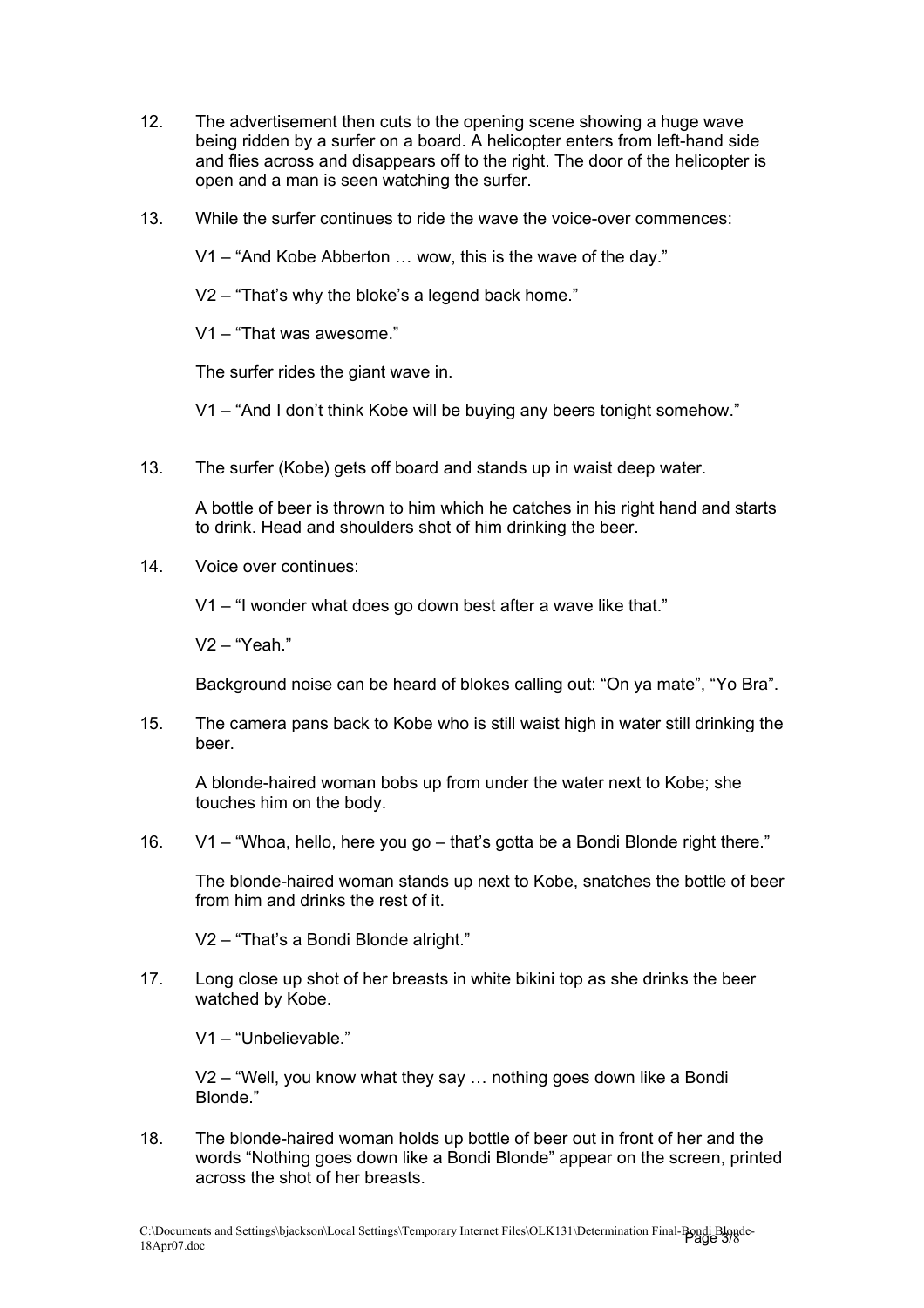12. The advertisement then cuts to the opening scene showing a huge wave being ridden by a surfer on a board. A helicopter enters from left-hand side and flies across and disappears off to the right. The door of the helicopter is open and a man is seen watching the surfer.

13. While the surfer continues to ride the wave the voice-over commences:

    V1 – "And Kobe Abberton … wow, this is the wave of the day."

    V2 – "That's why the bloke's a legend back home."

    V1 – "That was awesome."

    The surfer rides the giant wave in.

    V1 – "And I don't think Kobe will be buying any beers tonight somehow."

13. The surfer (Kobe) gets off board and stands up in waist deep water.

    A bottle of beer is thrown to him which he catches in his right hand and starts to drink. Head and shoulders shot of him drinking the beer.

14. Voice over continues:

    V1 – "I wonder what does go down best after a wave like that."

    V2 – "Yeah."

    Background noise can be heard of blokes calling out: "On ya mate", "Yo Bra".

15. The camera pans back to Kobe who is still waist high in water still drinking the beer.

    A blonde-haired woman bobs up from under the water next to Kobe; she touches him on the body.

16. V1 – "Whoa, hello, here you go – that's gotta be a Bondi Blonde right there."

    The blonde-haired woman stands up next to Kobe, snatches the bottle of beer from him and drinks the rest of it.

    V2 – "That's a Bondi Blonde alright."

17. Long close up shot of her breasts in white bikini top as she drinks the beer watched by Kobe.

    V1 – "Unbelievable."

    V2 – "Well, you know what they say … nothing goes down like a Bondi Blonde."

18. The blonde-haired woman holds up bottle of beer out in front of her and the words "Nothing goes down like a Bondi Blonde" appear on the screen, printed across the shot of her breasts.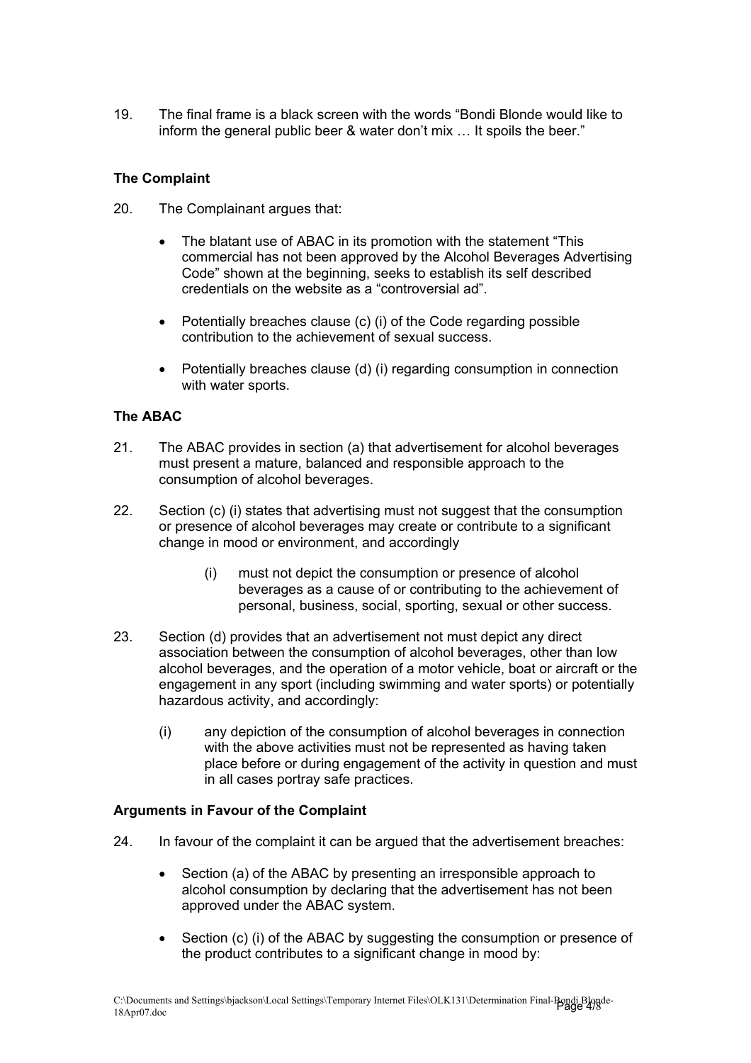19. The final frame is a black screen with the words "Bondi Blonde would like to inform the general public beer & water don't mix … It spoils the beer."

### The Complaint

20. The Complainant argues that:

    - The blatant use of ABAC in its promotion with the statement "This commercial has not been approved by the Alcohol Beverages Advertising Code" shown at the beginning, seeks to establish its self described credentials on the website as a "controversial ad".

    - Potentially breaches clause (c) (i) of the Code regarding possible contribution to the achievement of sexual success.

    - Potentially breaches clause (d) (i) regarding consumption in connection with water sports.

### The ABAC

21. The ABAC provides in section (a) that advertisement for alcohol beverages must present a mature, balanced and responsible approach to the consumption of alcohol beverages.

22. Section (c) (i) states that advertising must not suggest that the consumption or presence of alcohol beverages may create or contribute to a significant change in mood or environment, and accordingly

    (i) must not depict the consumption or presence of alcohol beverages as a cause of or contributing to the achievement of personal, business, social, sporting, sexual or other success.

23. Section (d) provides that an advertisement not must depict any direct association between the consumption of alcohol beverages, other than low alcohol beverages, and the operation of a motor vehicle, boat or aircraft or the engagement in any sport (including swimming and water sports) or potentially hazardous activity, and accordingly:

    (i) any depiction of the consumption of alcohol beverages in connection with the above activities must not be represented as having taken place before or during engagement of the activity in question and must in all cases portray safe practices.

### Arguments in Favour of the Complaint

24. In favour of the complaint it can be argued that the advertisement breaches:

    - Section (a) of the ABAC by presenting an irresponsible approach to alcohol consumption by declaring that the advertisement has not been approved under the ABAC system.

    - Section (c) (i) of the ABAC by suggesting the consumption or presence of the product contributes to a significant change in mood by: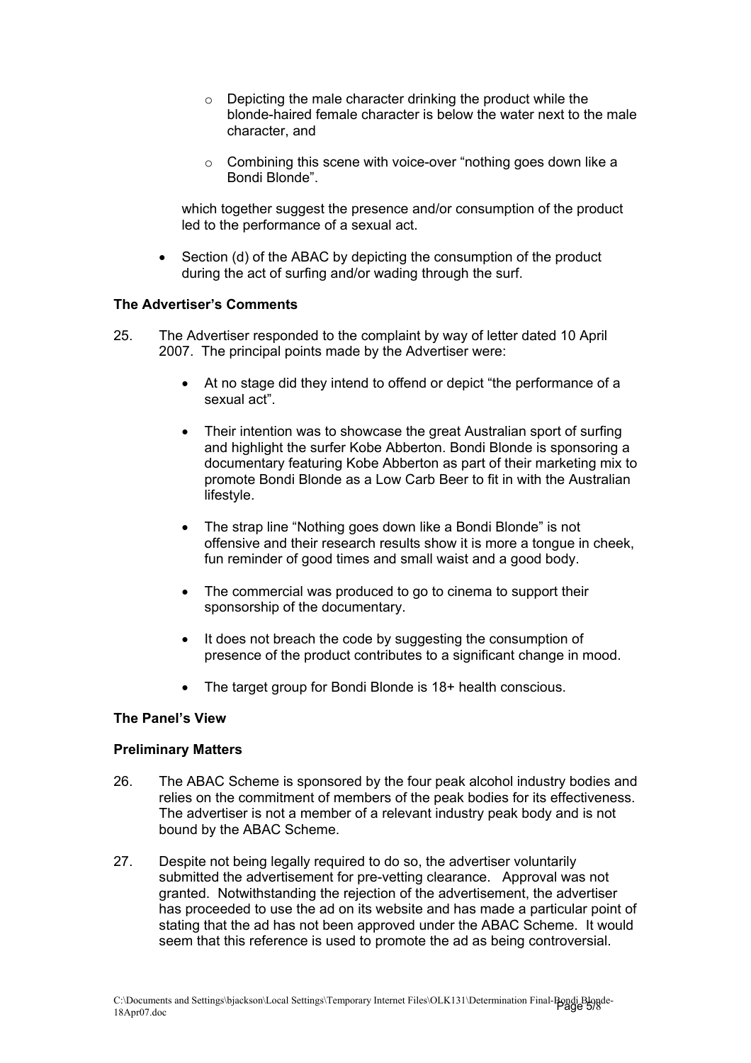- Depicting the male character drinking the product while the blonde-haired female character is below the water next to the male character, and
    - Combining this scene with voice-over "nothing goes down like a Bondi Blonde".

  which together suggest the presence and/or consumption of the product led to the performance of a sexual act.

- Section (d) of the ABAC by depicting the consumption of the product during the act of surfing and/or wading through the surf.

**The Advertiser's Comments**

25. The Advertiser responded to the complaint by way of letter dated 10 April 2007. The principal points made by the Advertiser were:

    - At no stage did they intend to offend or depict "the performance of a sexual act".
    - Their intention was to showcase the great Australian sport of surfing and highlight the surfer Kobe Abberton. Bondi Blonde is sponsoring a documentary featuring Kobe Abberton as part of their marketing mix to promote Bondi Blonde as a Low Carb Beer to fit in with the Australian lifestyle.
    - The strap line "Nothing goes down like a Bondi Blonde" is not offensive and their research results show it is more a tongue in cheek, fun reminder of good times and small waist and a good body.
    - The commercial was produced to go to cinema to support their sponsorship of the documentary.
    - It does not breach the code by suggesting the consumption of presence of the product contributes to a significant change in mood.
    - The target group for Bondi Blonde is 18+ health conscious.

**The Panel's View**

**Preliminary Matters**

26. The ABAC Scheme is sponsored by the four peak alcohol industry bodies and relies on the commitment of members of the peak bodies for its effectiveness. The advertiser is not a member of a relevant industry peak body and is not bound by the ABAC Scheme.

27. Despite not being legally required to do so, the advertiser voluntarily submitted the advertisement for pre-vetting clearance. Approval was not granted. Notwithstanding the rejection of the advertisement, the advertiser has proceeded to use the ad on its website and has made a particular point of stating that the ad has not been approved under the ABAC Scheme. It would seem that this reference is used to promote the ad as being controversial.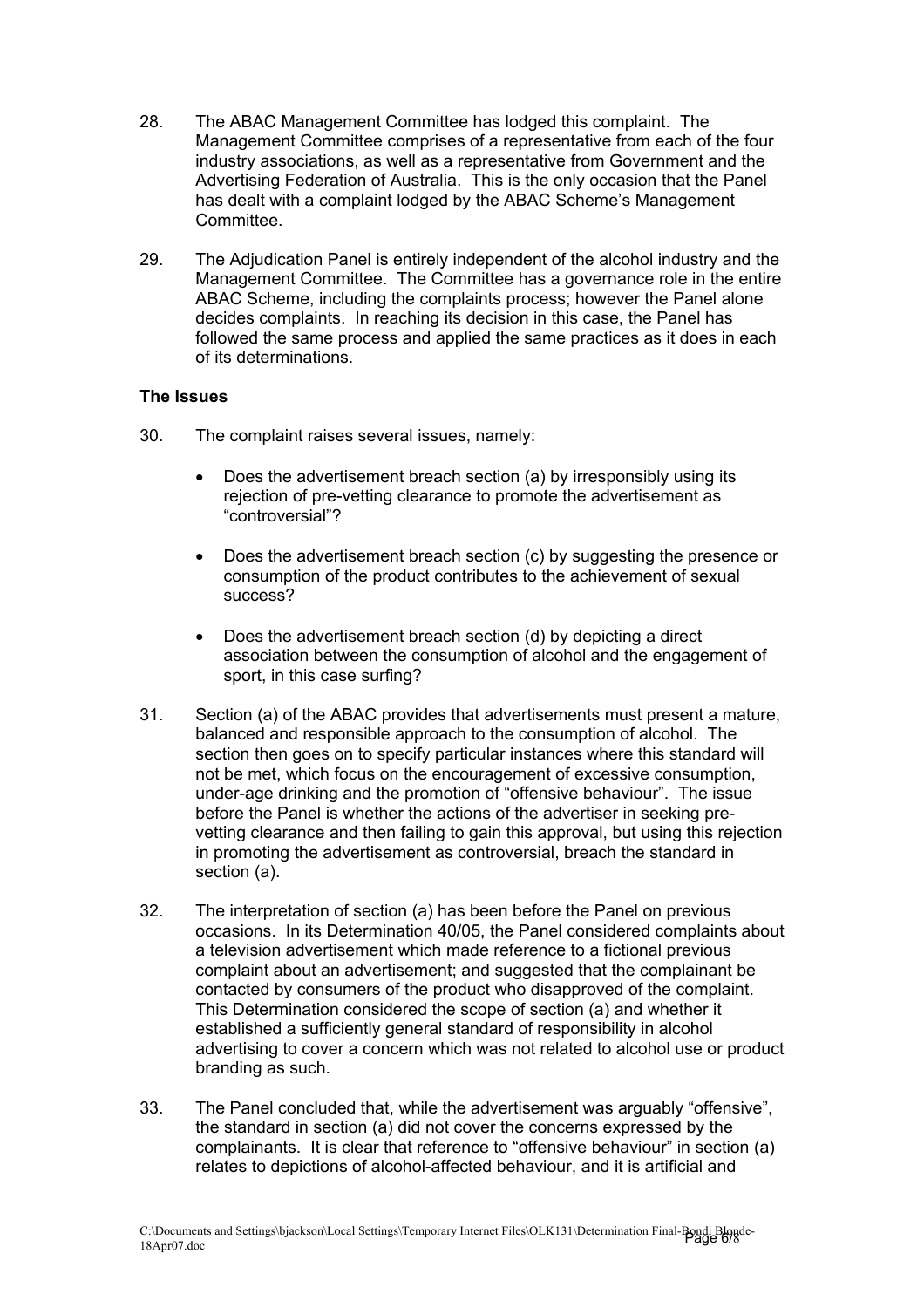28. The ABAC Management Committee has lodged this complaint. The Management Committee comprises of a representative from each of the four industry associations, as well as a representative from Government and the Advertising Federation of Australia. This is the only occasion that the Panel has dealt with a complaint lodged by the ABAC Scheme's Management Committee.

29. The Adjudication Panel is entirely independent of the alcohol industry and the Management Committee. The Committee has a governance role in the entire ABAC Scheme, including the complaints process; however the Panel alone decides complaints. In reaching its decision in this case, the Panel has followed the same process and applied the same practices as it does in each of its determinations.

**The Issues**

30. The complaint raises several issues, namely:

    - Does the advertisement breach section (a) by irresponsibly using its rejection of pre-vetting clearance to promote the advertisement as "controversial"?
    - Does the advertisement breach section (c) by suggesting the presence or consumption of the product contributes to the achievement of sexual success?
    - Does the advertisement breach section (d) by depicting a direct association between the consumption of alcohol and the engagement of sport, in this case surfing?

31. Section (a) of the ABAC provides that advertisements must present a mature, balanced and responsible approach to the consumption of alcohol. The section then goes on to specify particular instances where this standard will not be met, which focus on the encouragement of excessive consumption, under-age drinking and the promotion of "offensive behaviour". The issue before the Panel is whether the actions of the advertiser in seeking pre-vetting clearance and then failing to gain this approval, but using this rejection in promoting the advertisement as controversial, breach the standard in section (a).

32. The interpretation of section (a) has been before the Panel on previous occasions. In its Determination 40/05, the Panel considered complaints about a television advertisement which made reference to a fictional previous complaint about an advertisement; and suggested that the complainant be contacted by consumers of the product who disapproved of the complaint. This Determination considered the scope of section (a) and whether it established a sufficiently general standard of responsibility in alcohol advertising to cover a concern which was not related to alcohol use or product branding as such.

33. The Panel concluded that, while the advertisement was arguably "offensive", the standard in section (a) did not cover the concerns expressed by the complainants. It is clear that reference to "offensive behaviour" in section (a) relates to depictions of alcohol-affected behaviour, and it is artificial and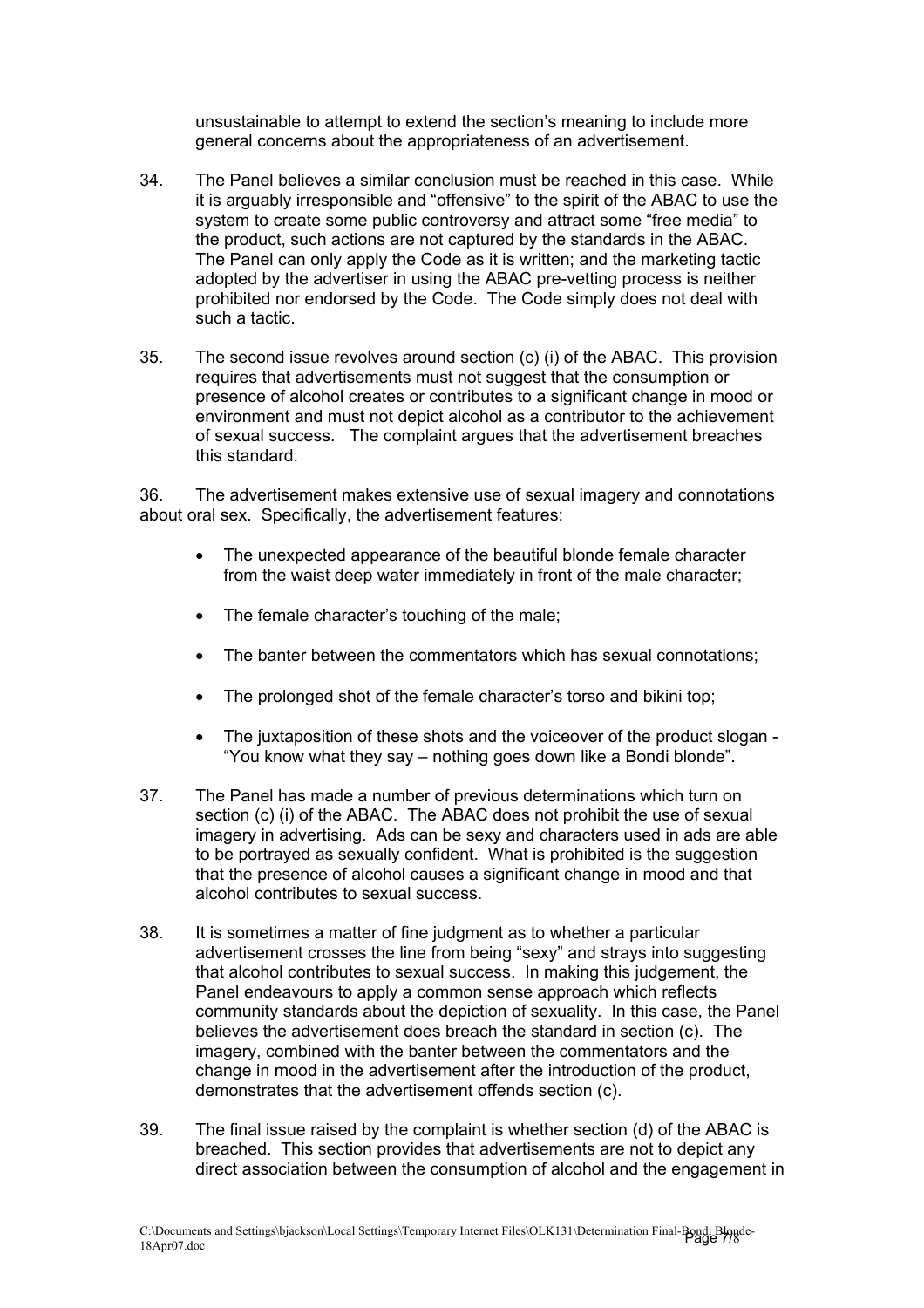unsustainable to attempt to extend the section's meaning to include more general concerns about the appropriateness of an advertisement.

34. The Panel believes a similar conclusion must be reached in this case. While it is arguably irresponsible and "offensive" to the spirit of the ABAC to use the system to create some public controversy and attract some "free media" to the product, such actions are not captured by the standards in the ABAC. The Panel can only apply the Code as it is written; and the marketing tactic adopted by the advertiser in using the ABAC pre-vetting process is neither prohibited nor endorsed by the Code. The Code simply does not deal with such a tactic.

35. The second issue revolves around section (c) (i) of the ABAC. This provision requires that advertisements must not suggest that the consumption or presence of alcohol creates or contributes to a significant change in mood or environment and must not depict alcohol as a contributor to the achievement of sexual success. The complaint argues that the advertisement breaches this standard.

36. The advertisement makes extensive use of sexual imagery and connotations about oral sex. Specifically, the advertisement features:

- The unexpected appearance of the beautiful blonde female character from the waist deep water immediately in front of the male character;
- The female character's touching of the male;
- The banter between the commentators which has sexual connotations;
- The prolonged shot of the female character's torso and bikini top;
- The juxtaposition of these shots and the voiceover of the product slogan - "You know what they say – nothing goes down like a Bondi blonde".

37. The Panel has made a number of previous determinations which turn on section (c) (i) of the ABAC. The ABAC does not prohibit the use of sexual imagery in advertising. Ads can be sexy and characters used in ads are able to be portrayed as sexually confident. What is prohibited is the suggestion that the presence of alcohol causes a significant change in mood and that alcohol contributes to sexual success.

38. It is sometimes a matter of fine judgment as to whether a particular advertisement crosses the line from being "sexy" and strays into suggesting that alcohol contributes to sexual success. In making this judgement, the Panel endeavours to apply a common sense approach which reflects community standards about the depiction of sexuality. In this case, the Panel believes the advertisement does breach the standard in section (c). The imagery, combined with the banter between the commentators and the change in mood in the advertisement after the introduction of the product, demonstrates that the advertisement offends section (c).

39. The final issue raised by the complaint is whether section (d) of the ABAC is breached. This section provides that advertisements are not to depict any direct association between the consumption of alcohol and the engagement in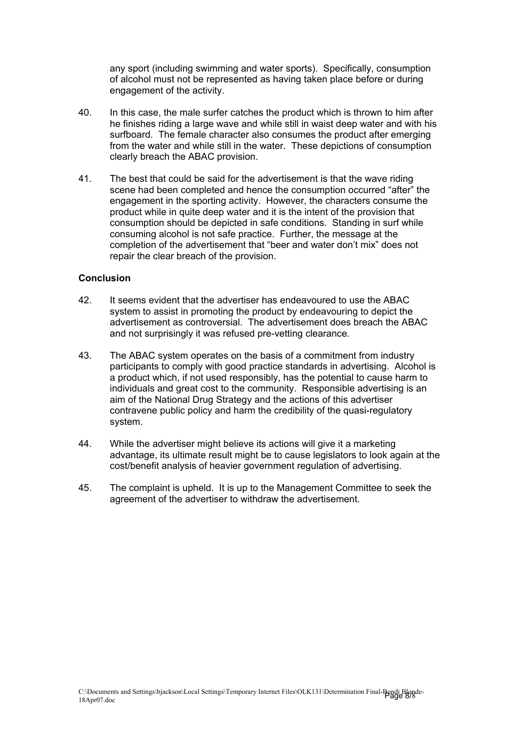any sport (including swimming and water sports). Specifically, consumption of alcohol must not be represented as having taken place before or during engagement of the activity.

40. In this case, the male surfer catches the product which is thrown to him after he finishes riding a large wave and while still in waist deep water and with his surfboard. The female character also consumes the product after emerging from the water and while still in the water. These depictions of consumption clearly breach the ABAC provision.

41. The best that could be said for the advertisement is that the wave riding scene had been completed and hence the consumption occurred "after" the engagement in the sporting activity. However, the characters consume the product while in quite deep water and it is the intent of the provision that consumption should be depicted in safe conditions. Standing in surf while consuming alcohol is not safe practice. Further, the message at the completion of the advertisement that "beer and water don't mix" does not repair the clear breach of the provision.

**Conclusion**

42. It seems evident that the advertiser has endeavoured to use the ABAC system to assist in promoting the product by endeavouring to depict the advertisement as controversial. The advertisement does breach the ABAC and not surprisingly it was refused pre-vetting clearance.

43. The ABAC system operates on the basis of a commitment from industry participants to comply with good practice standards in advertising. Alcohol is a product which, if not used responsibly, has the potential to cause harm to individuals and great cost to the community. Responsible advertising is an aim of the National Drug Strategy and the actions of this advertiser contravene public policy and harm the credibility of the quasi-regulatory system.

44. While the advertiser might believe its actions will give it a marketing advantage, its ultimate result might be to cause legislators to look again at the cost/benefit analysis of heavier government regulation of advertising.

45. The complaint is upheld. It is up to the Management Committee to seek the agreement of the advertiser to withdraw the advertisement.